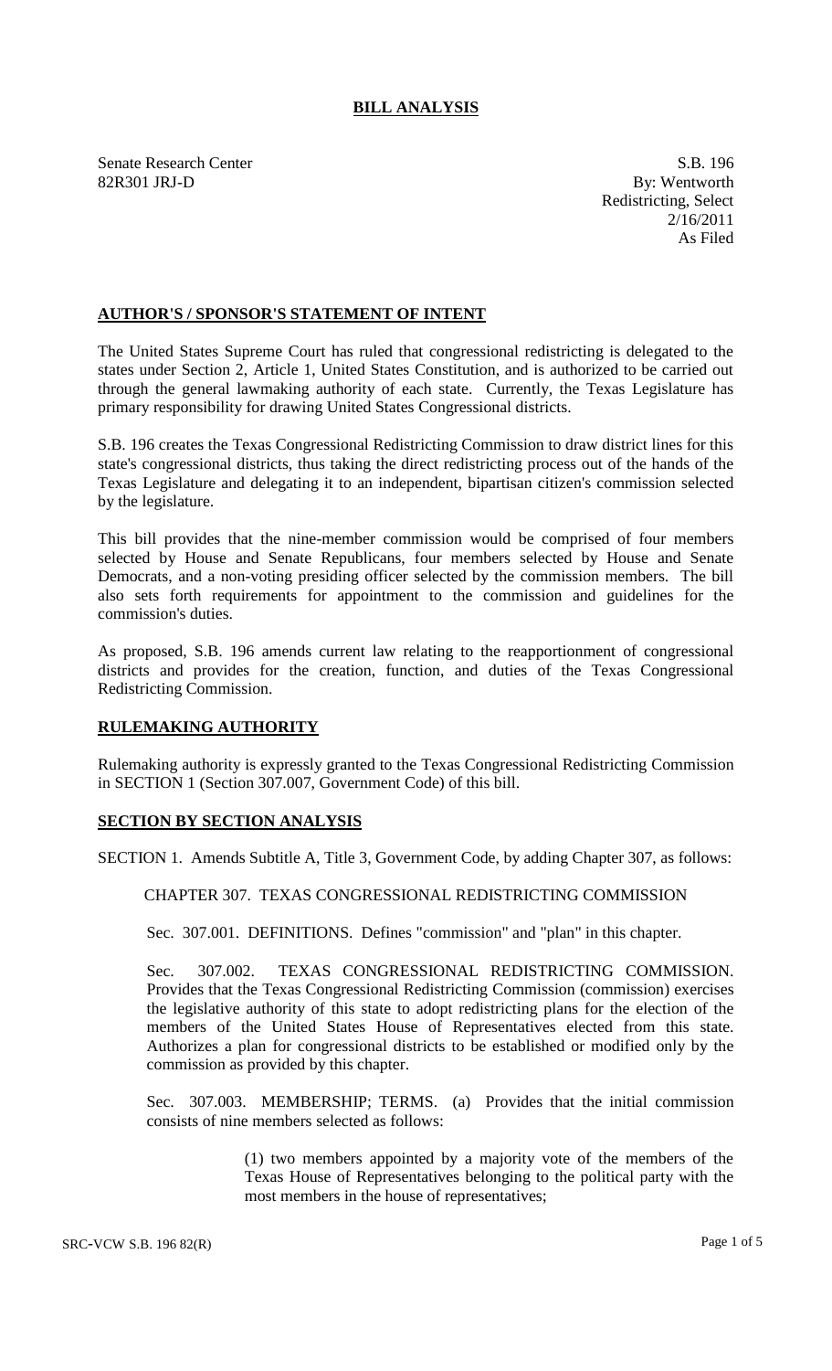# BILL ANALYSIS

Senate Research Center
82R301 JRJ-D

S.B. 196
By: Wentworth
Redistricting, Select
2/16/2011
As Filed

## AUTHOR'S / SPONSOR'S STATEMENT OF INTENT

The United States Supreme Court has ruled that congressional redistricting is delegated to the states under Section 2, Article 1, United States Constitution, and is authorized to be carried out through the general lawmaking authority of each state. Currently, the Texas Legislature has primary responsibility for drawing United States Congressional districts.

S.B. 196 creates the Texas Congressional Redistricting Commission to draw district lines for this state's congressional districts, thus taking the direct redistricting process out of the hands of the Texas Legislature and delegating it to an independent, bipartisan citizen's commission selected by the legislature.

This bill provides that the nine-member commission would be comprised of four members selected by House and Senate Republicans, four members selected by House and Senate Democrats, and a non-voting presiding officer selected by the commission members. The bill also sets forth requirements for appointment to the commission and guidelines for the commission's duties.

As proposed, S.B. 196 amends current law relating to the reapportionment of congressional districts and provides for the creation, function, and duties of the Texas Congressional Redistricting Commission.

## RULEMAKING AUTHORITY

Rulemaking authority is expressly granted to the Texas Congressional Redistricting Commission in SECTION 1 (Section 307.007, Government Code) of this bill.

## SECTION BY SECTION ANALYSIS

SECTION 1. Amends Subtitle A, Title 3, Government Code, by adding Chapter 307, as follows:

CHAPTER 307. TEXAS CONGRESSIONAL REDISTRICTING COMMISSION

Sec. 307.001. DEFINITIONS. Defines "commission" and "plan" in this chapter.

Sec. 307.002. TEXAS CONGRESSIONAL REDISTRICTING COMMISSION. Provides that the Texas Congressional Redistricting Commission (commission) exercises the legislative authority of this state to adopt redistricting plans for the election of the members of the United States House of Representatives elected from this state. Authorizes a plan for congressional districts to be established or modified only by the commission as provided by this chapter.

Sec. 307.003. MEMBERSHIP; TERMS. (a) Provides that the initial commission consists of nine members selected as follows:

(1) two members appointed by a majority vote of the members of the Texas House of Representatives belonging to the political party with the most members in the house of representatives;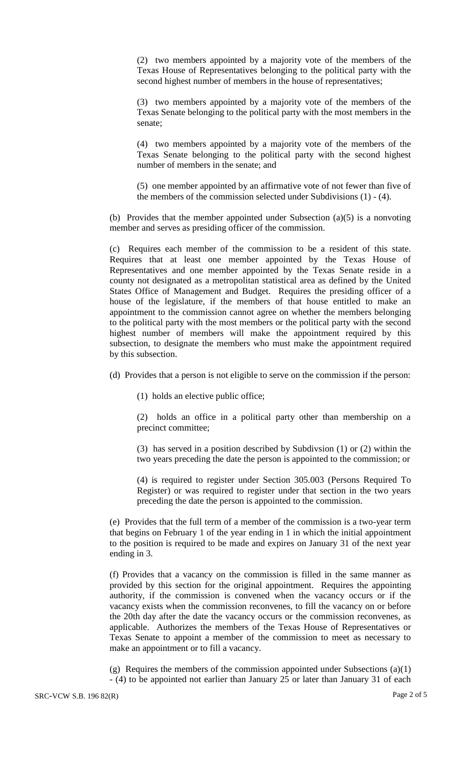(2) two members appointed by a majority vote of the members of the Texas House of Representatives belonging to the political party with the second highest number of members in the house of representatives;

(3) two members appointed by a majority vote of the members of the Texas Senate belonging to the political party with the most members in the senate;

(4) two members appointed by a majority vote of the members of the Texas Senate belonging to the political party with the second highest number of members in the senate; and

(5) one member appointed by an affirmative vote of not fewer than five of the members of the commission selected under Subdivisions (1) - (4).

(b) Provides that the member appointed under Subsection (a)(5) is a nonvoting member and serves as presiding officer of the commission.

(c) Requires each member of the commission to be a resident of this state. Requires that at least one member appointed by the Texas House of Representatives and one member appointed by the Texas Senate reside in a county not designated as a metropolitan statistical area as defined by the United States Office of Management and Budget. Requires the presiding officer of a house of the legislature, if the members of that house entitled to make an appointment to the commission cannot agree on whether the members belonging to the political party with the most members or the political party with the second highest number of members will make the appointment required by this subsection, to designate the members who must make the appointment required by this subsection.

(d) Provides that a person is not eligible to serve on the commission if the person:

(1) holds an elective public office;

(2) holds an office in a political party other than membership on a precinct committee;

(3) has served in a position described by Subdivsion (1) or (2) within the two years preceding the date the person is appointed to the commission; or

(4) is required to register under Section 305.003 (Persons Required To Register) or was required to register under that section in the two years preceding the date the person is appointed to the commission.

(e) Provides that the full term of a member of the commission is a two-year term that begins on February 1 of the year ending in 1 in which the initial appointment to the position is required to be made and expires on January 31 of the next year ending in 3.

(f) Provides that a vacancy on the commission is filled in the same manner as provided by this section for the original appointment. Requires the appointing authority, if the commission is convened when the vacancy occurs or if the vacancy exists when the commission reconvenes, to fill the vacancy on or before the 20th day after the date the vacancy occurs or the commission reconvenes, as applicable. Authorizes the members of the Texas House of Representatives or Texas Senate to appoint a member of the commission to meet as necessary to make an appointment or to fill a vacancy.

(g) Requires the members of the commission appointed under Subsections (a)(1) - (4) to be appointed not earlier than January 25 or later than January 31 of each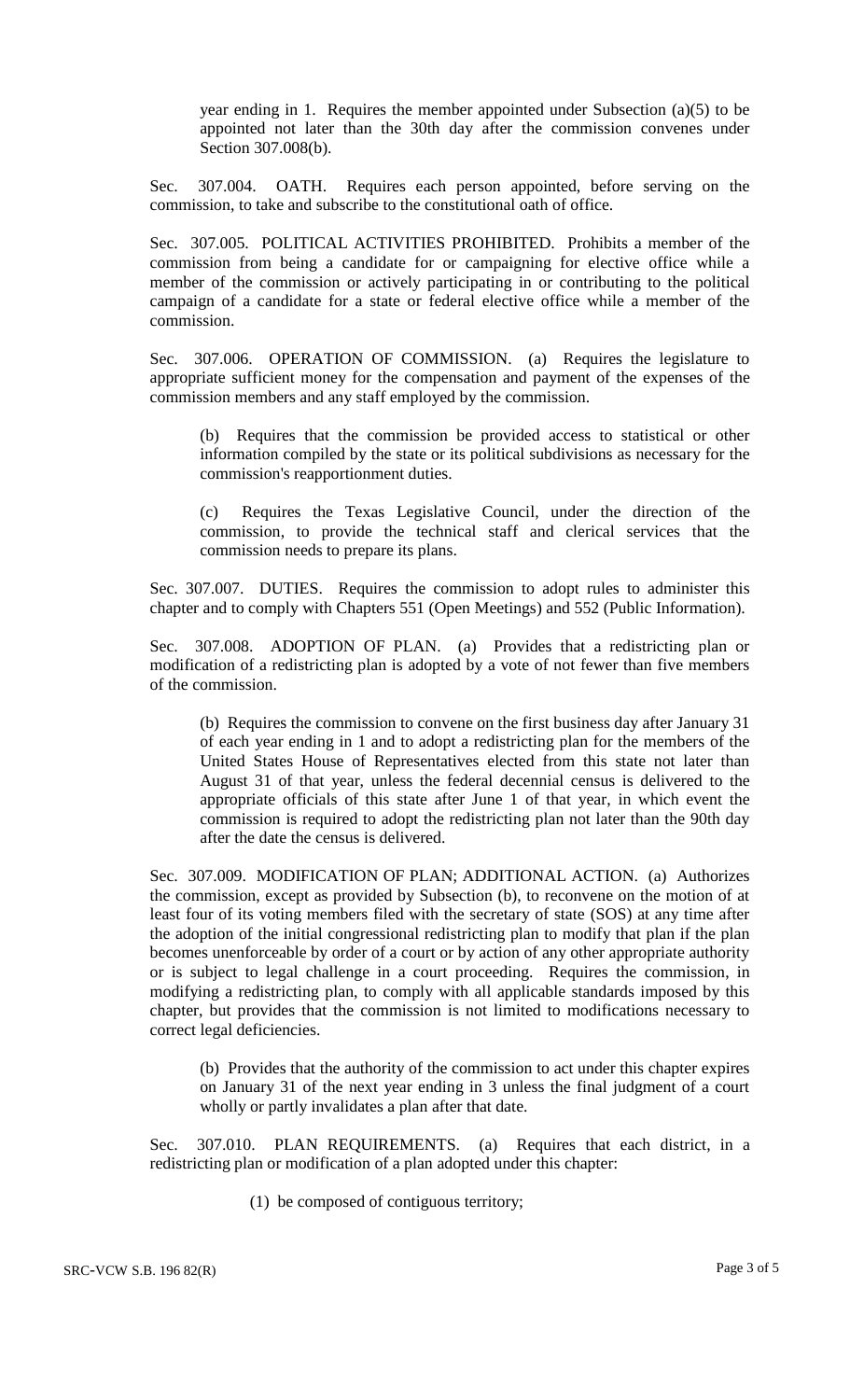year ending in 1. Requires the member appointed under Subsection (a)(5) to be appointed not later than the 30th day after the commission convenes under Section 307.008(b).

Sec. 307.004. OATH. Requires each person appointed, before serving on the commission, to take and subscribe to the constitutional oath of office.

Sec. 307.005. POLITICAL ACTIVITIES PROHIBITED. Prohibits a member of the commission from being a candidate for or campaigning for elective office while a member of the commission or actively participating in or contributing to the political campaign of a candidate for a state or federal elective office while a member of the commission.

Sec. 307.006. OPERATION OF COMMISSION. (a) Requires the legislature to appropriate sufficient money for the compensation and payment of the expenses of the commission members and any staff employed by the commission.

(b) Requires that the commission be provided access to statistical or other information compiled by the state or its political subdivisions as necessary for the commission's reapportionment duties.

(c) Requires the Texas Legislative Council, under the direction of the commission, to provide the technical staff and clerical services that the commission needs to prepare its plans.

Sec. 307.007. DUTIES. Requires the commission to adopt rules to administer this chapter and to comply with Chapters 551 (Open Meetings) and 552 (Public Information).

Sec. 307.008. ADOPTION OF PLAN. (a) Provides that a redistricting plan or modification of a redistricting plan is adopted by a vote of not fewer than five members of the commission.

(b) Requires the commission to convene on the first business day after January 31 of each year ending in 1 and to adopt a redistricting plan for the members of the United States House of Representatives elected from this state not later than August 31 of that year, unless the federal decennial census is delivered to the appropriate officials of this state after June 1 of that year, in which event the commission is required to adopt the redistricting plan not later than the 90th day after the date the census is delivered.

Sec. 307.009. MODIFICATION OF PLAN; ADDITIONAL ACTION. (a) Authorizes the commission, except as provided by Subsection (b), to reconvene on the motion of at least four of its voting members filed with the secretary of state (SOS) at any time after the adoption of the initial congressional redistricting plan to modify that plan if the plan becomes unenforceable by order of a court or by action of any other appropriate authority or is subject to legal challenge in a court proceeding. Requires the commission, in modifying a redistricting plan, to comply with all applicable standards imposed by this chapter, but provides that the commission is not limited to modifications necessary to correct legal deficiencies.

(b) Provides that the authority of the commission to act under this chapter expires on January 31 of the next year ending in 3 unless the final judgment of a court wholly or partly invalidates a plan after that date.

Sec. 307.010. PLAN REQUIREMENTS. (a) Requires that each district, in a redistricting plan or modification of a plan adopted under this chapter:

(1) be composed of contiguous territory;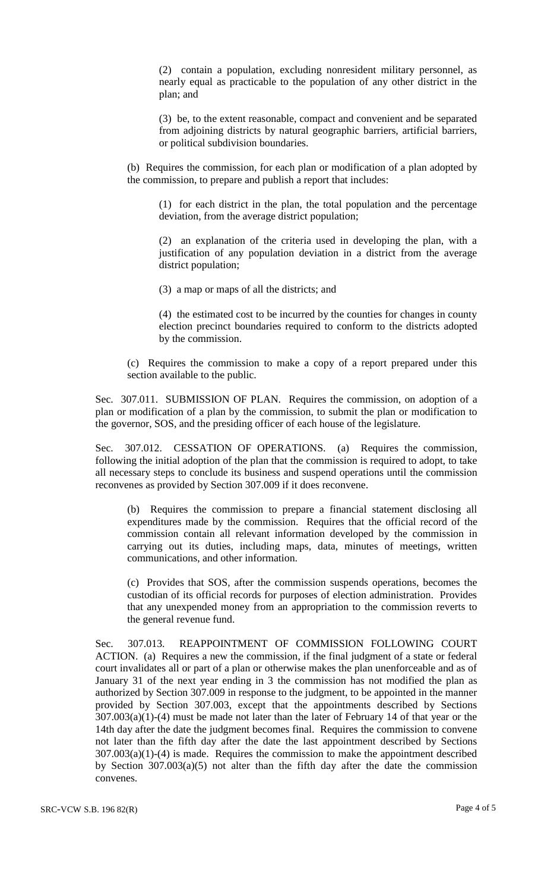(2) contain a population, excluding nonresident military personnel, as nearly equal as practicable to the population of any other district in the plan; and

(3) be, to the extent reasonable, compact and convenient and be separated from adjoining districts by natural geographic barriers, artificial barriers, or political subdivision boundaries.

(b) Requires the commission, for each plan or modification of a plan adopted by the commission, to prepare and publish a report that includes:

(1) for each district in the plan, the total population and the percentage deviation, from the average district population;

(2) an explanation of the criteria used in developing the plan, with a justification of any population deviation in a district from the average district population;

(3) a map or maps of all the districts; and

(4) the estimated cost to be incurred by the counties for changes in county election precinct boundaries required to conform to the districts adopted by the commission.

(c) Requires the commission to make a copy of a report prepared under this section available to the public.

Sec. 307.011. SUBMISSION OF PLAN. Requires the commission, on adoption of a plan or modification of a plan by the commission, to submit the plan or modification to the governor, SOS, and the presiding officer of each house of the legislature.

Sec. 307.012. CESSATION OF OPERATIONS. (a) Requires the commission, following the initial adoption of the plan that the commission is required to adopt, to take all necessary steps to conclude its business and suspend operations until the commission reconvenes as provided by Section 307.009 if it does reconvene.

(b) Requires the commission to prepare a financial statement disclosing all expenditures made by the commission. Requires that the official record of the commission contain all relevant information developed by the commission in carrying out its duties, including maps, data, minutes of meetings, written communications, and other information.

(c) Provides that SOS, after the commission suspends operations, becomes the custodian of its official records for purposes of election administration. Provides that any unexpended money from an appropriation to the commission reverts to the general revenue fund.

Sec. 307.013. REAPPOINTMENT OF COMMISSION FOLLOWING COURT ACTION. (a) Requires a new the commission, if the final judgment of a state or federal court invalidates all or part of a plan or otherwise makes the plan unenforceable and as of January 31 of the next year ending in 3 the commission has not modified the plan as authorized by Section 307.009 in response to the judgment, to be appointed in the manner provided by Section 307.003, except that the appointments described by Sections 307.003(a)(1)-(4) must be made not later than the later of February 14 of that year or the 14th day after the date the judgment becomes final. Requires the commission to convene not later than the fifth day after the date the last appointment described by Sections 307.003(a)(1)-(4) is made. Requires the commission to make the appointment described by Section 307.003(a)(5) not alter than the fifth day after the date the commission convenes.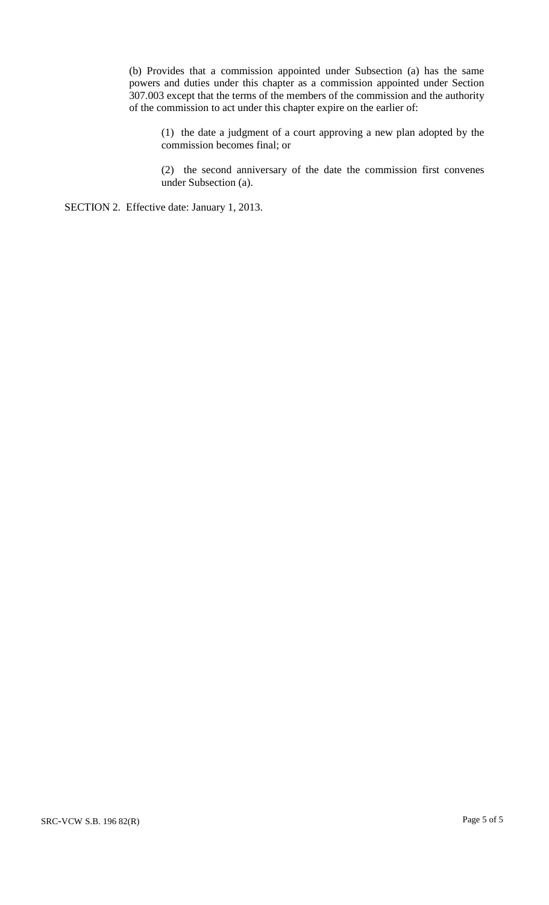(b) Provides that a commission appointed under Subsection (a) has the same powers and duties under this chapter as a commission appointed under Section 307.003 except that the terms of the members of the commission and the authority of the commission to act under this chapter expire on the earlier of:

(1) the date a judgment of a court approving a new plan adopted by the commission becomes final; or

(2) the second anniversary of the date the commission first convenes under Subsection (a).

SECTION 2. Effective date: January 1, 2013.